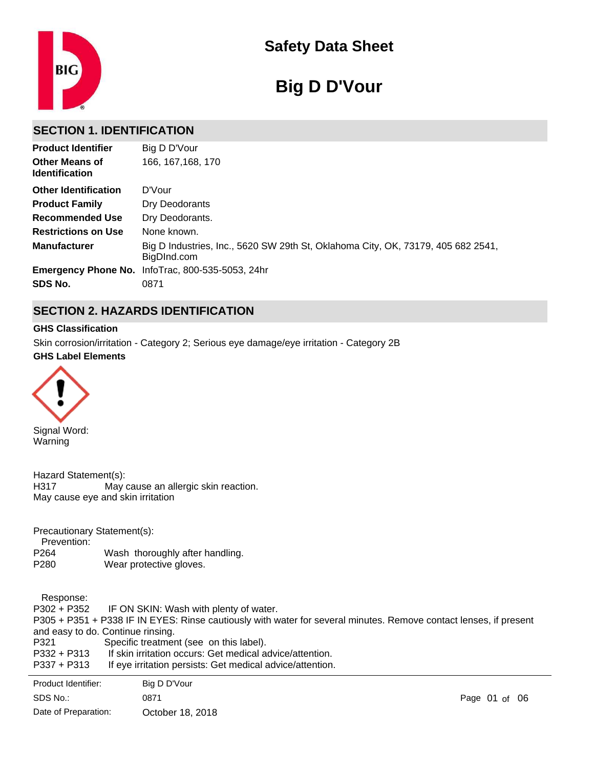# Safety Data Sheet

# Big D D'Vour

## SECTION 1. IDENTIFICATION

| | |
|---|---|
| **Product Identifier** | Big D D'Vour |
| **Other Means of Identification** | 166, 167,168, 170 |
| **Other Identification** | D'Vour |
| **Product Family** | Dry Deodorants |
| **Recommended Use** | Dry Deodorants. |
| **Restrictions on Use** | None known. |
| **Manufacturer** | Big D Industries, Inc., 5620 SW 29th St, Oklahoma City, OK, 73179, 405 682 2541, BigDInd.com |
| **Emergency Phone No.** | InfoTrac, 800-535-5053, 24hr |
| **SDS No.** | 0871 |

## SECTION 2. HAZARDS IDENTIFICATION

**GHS Classification**

Skin corrosion/irritation - Category 2; Serious eye damage/eye irritation - Category 2B

**GHS Label Elements**

Signal Word:
Warning

Hazard Statement(s):

H317 May cause an allergic skin reaction.

May cause eye and skin irritation

Precautionary Statement(s):

Prevention:

P264 Wash thoroughly after handling.

P280 Wear protective gloves.

Response:

P302 + P352 IF ON SKIN: Wash with plenty of water.

P305 + P351 + P338 IF IN EYES: Rinse cautiously with water for several minutes. Remove contact lenses, if present and easy to do. Continue rinsing.

P321 Specific treatment (see on this label).

P332 + P313 If skin irritation occurs: Get medical advice/attention.

P337 + P313 If eye irritation persists: Get medical advice/attention.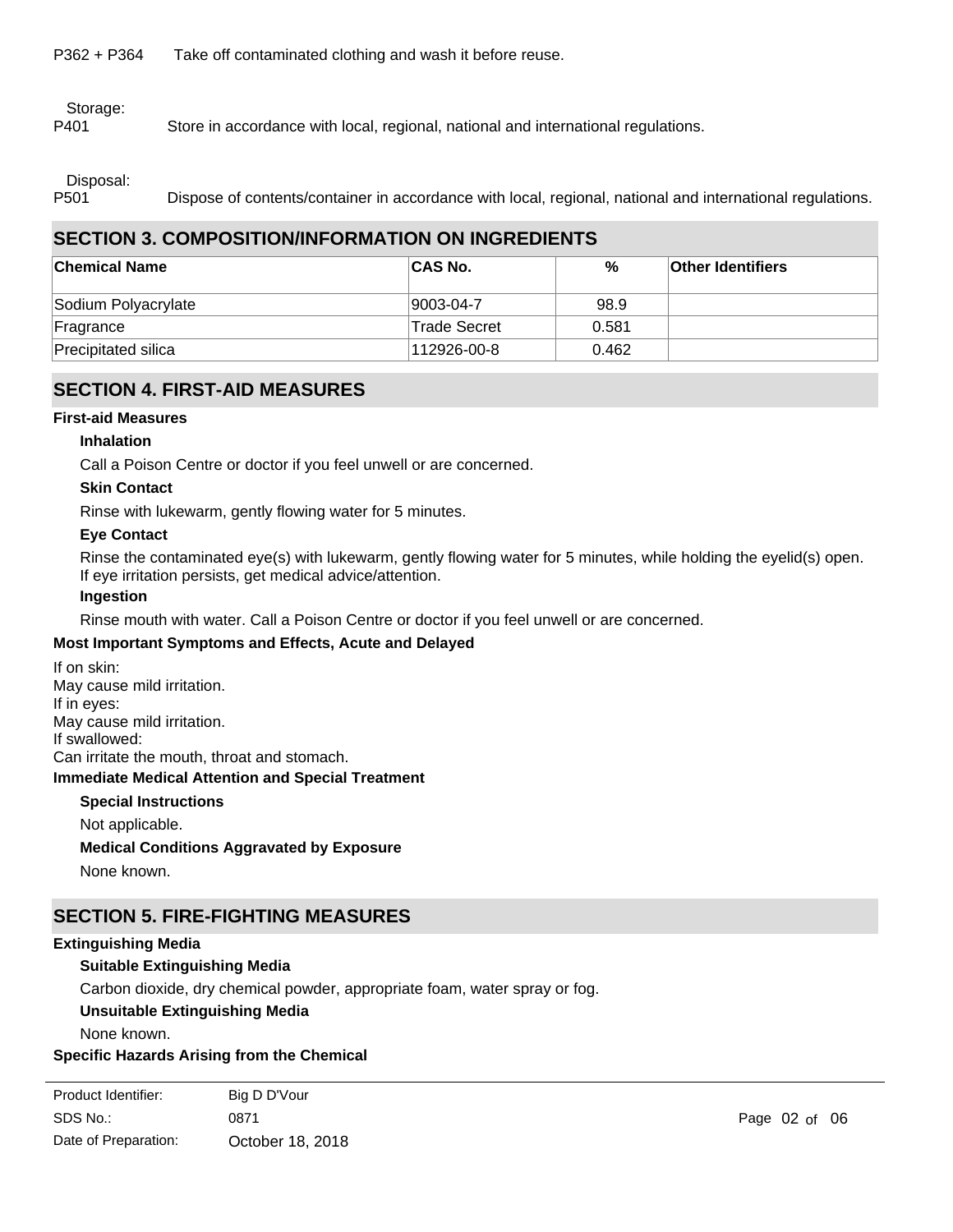P362 + P364 Take off contaminated clothing and wash it before reuse.

Storage:

P401 Store in accordance with local, regional, national and international regulations.

Disposal:

P501 Dispose of contents/container in accordance with local, regional, national and international regulations.

## SECTION 3. COMPOSITION/INFORMATION ON INGREDIENTS

| Chemical Name | CAS No. | % | Other Identifiers |
|---|---|---|---|
| Sodium Polyacrylate | 9003-04-7 | 98.9 | |
| Fragrance | Trade Secret | 0.581 | |
| Precipitated silica | 112926-00-8 | 0.462 | |

## SECTION 4. FIRST-AID MEASURES

**First-aid Measures**

**Inhalation**

Call a Poison Centre or doctor if you feel unwell or are concerned.

**Skin Contact**

Rinse with lukewarm, gently flowing water for 5 minutes.

**Eye Contact**

Rinse the contaminated eye(s) with lukewarm, gently flowing water for 5 minutes, while holding the eyelid(s) open. If eye irritation persists, get medical advice/attention.

**Ingestion**

Rinse mouth with water. Call a Poison Centre or doctor if you feel unwell or are concerned.

**Most Important Symptoms and Effects, Acute and Delayed**

If on skin:
May cause mild irritation.
If in eyes:
May cause mild irritation.
If swallowed:
Can irritate the mouth, throat and stomach.

**Immediate Medical Attention and Special Treatment**

**Special Instructions**

Not applicable.

**Medical Conditions Aggravated by Exposure**

None known.

## SECTION 5. FIRE-FIGHTING MEASURES

**Extinguishing Media**

**Suitable Extinguishing Media**

Carbon dioxide, dry chemical powder, appropriate foam, water spray or fog.

**Unsuitable Extinguishing Media**

None known.

**Specific Hazards Arising from the Chemical**

| Product Identifier: | Big D D'Vour |
|---|---|
| SDS No.: | 0871 |
| Date of Preparation: | October 18, 2018 |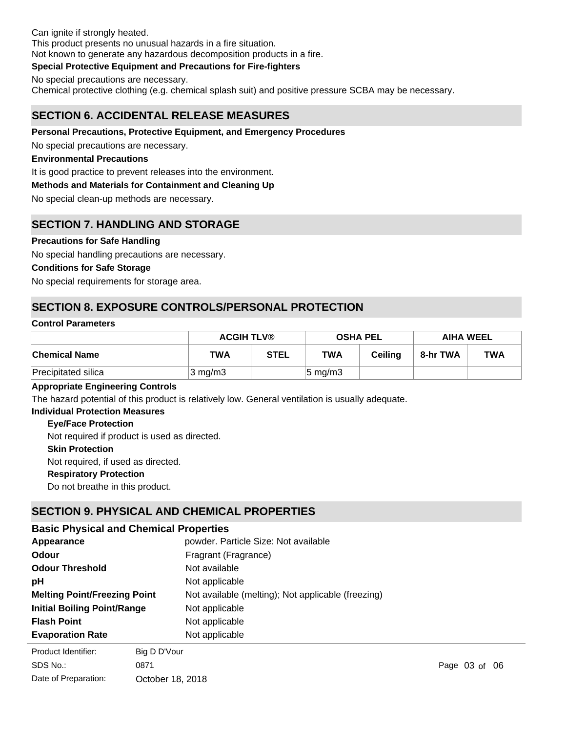Can ignite if strongly heated.
This product presents no unusual hazards in a fire situation.
Not known to generate any hazardous decomposition products in a fire.

**Special Protective Equipment and Precautions for Fire-fighters**

No special precautions are necessary.
Chemical protective clothing (e.g. chemical splash suit) and positive pressure SCBA may be necessary.

## SECTION 6. ACCIDENTAL RELEASE MEASURES

**Personal Precautions, Protective Equipment, and Emergency Procedures**

No special precautions are necessary.

**Environmental Precautions**

It is good practice to prevent releases into the environment.

**Methods and Materials for Containment and Cleaning Up**

No special clean-up methods are necessary.

## SECTION 7. HANDLING AND STORAGE

**Precautions for Safe Handling**

No special handling precautions are necessary.

**Conditions for Safe Storage**

No special requirements for storage area.

## SECTION 8. EXPOSURE CONTROLS/PERSONAL PROTECTION

**Control Parameters**

| | ACGIH TLV® | | OSHA PEL | | AIHA WEEL | |
|---|---|---|---|---|---|---|
| **Chemical Name** | **TWA** | **STEL** | **TWA** | **Ceiling** | **8-hr TWA** | **TWA** |
| Precipitated silica | 3 mg/m3 | | 5 mg/m3 | | | |

**Appropriate Engineering Controls**

The hazard potential of this product is relatively low. General ventilation is usually adequate.

**Individual Protection Measures**

**Eye/Face Protection**

Not required if product is used as directed.

**Skin Protection**

Not required, if used as directed.

**Respiratory Protection**

Do not breathe in this product.

## SECTION 9. PHYSICAL AND CHEMICAL PROPERTIES

### Basic Physical and Chemical Properties

**Appearance** powder. Particle Size: Not available

**Odour** Fragrant (Fragrance)

**Odour Threshold** Not available

**pH** Not applicable

**Melting Point/Freezing Point** Not available (melting); Not applicable (freezing)

**Initial Boiling Point/Range** Not applicable

**Flash Point** Not applicable

**Evaporation Rate** Not applicable

Product Identifier: Big D D'Vour
SDS No.: 0871
Date of Preparation: October 18, 2018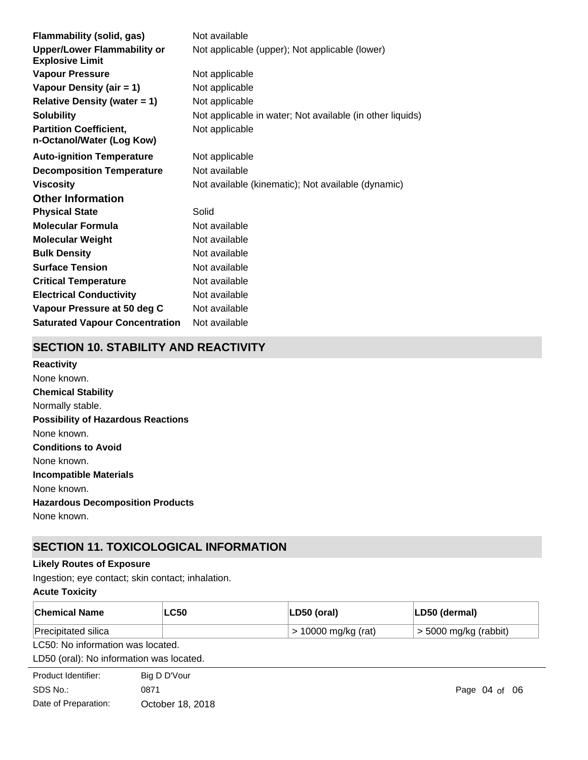| | |
|---|---|
| **Flammability (solid, gas)** | Not available |
| **Upper/Lower Flammability or Explosive Limit** | Not applicable (upper); Not applicable (lower) |
| **Vapour Pressure** | Not applicable |
| **Vapour Density (air = 1)** | Not applicable |
| **Relative Density (water = 1)** | Not applicable |
| **Solubility** | Not applicable in water; Not available (in other liquids) |
| **Partition Coefficient, n-Octanol/Water (Log Kow)** | Not applicable |
| **Auto-ignition Temperature** | Not applicable |
| **Decomposition Temperature** | Not available |
| **Viscosity** | Not available (kinematic); Not available (dynamic) |

### Other Information

| | |
|---|---|
| **Physical State** | Solid |
| **Molecular Formula** | Not available |
| **Molecular Weight** | Not available |
| **Bulk Density** | Not available |
| **Surface Tension** | Not available |
| **Critical Temperature** | Not available |
| **Electrical Conductivity** | Not available |
| **Vapour Pressure at 50 deg C** | Not available |
| **Saturated Vapour Concentration** | Not available |

## SECTION 10. STABILITY AND REACTIVITY

**Reactivity**

None known.

**Chemical Stability**

Normally stable.

**Possibility of Hazardous Reactions**

None known.

**Conditions to Avoid**

None known.

**Incompatible Materials**

None known.

**Hazardous Decomposition Products**

None known.

## SECTION 11. TOXICOLOGICAL INFORMATION

**Likely Routes of Exposure**

Ingestion; eye contact; skin contact; inhalation.

**Acute Toxicity**

| Chemical Name | LC50 | LD50 (oral) | LD50 (dermal) |
|---|---|---|---|
| Precipitated silica | | > 10000 mg/kg (rat) | > 5000 mg/kg (rabbit) |

LC50: No information was located.

LD50 (oral): No information was located.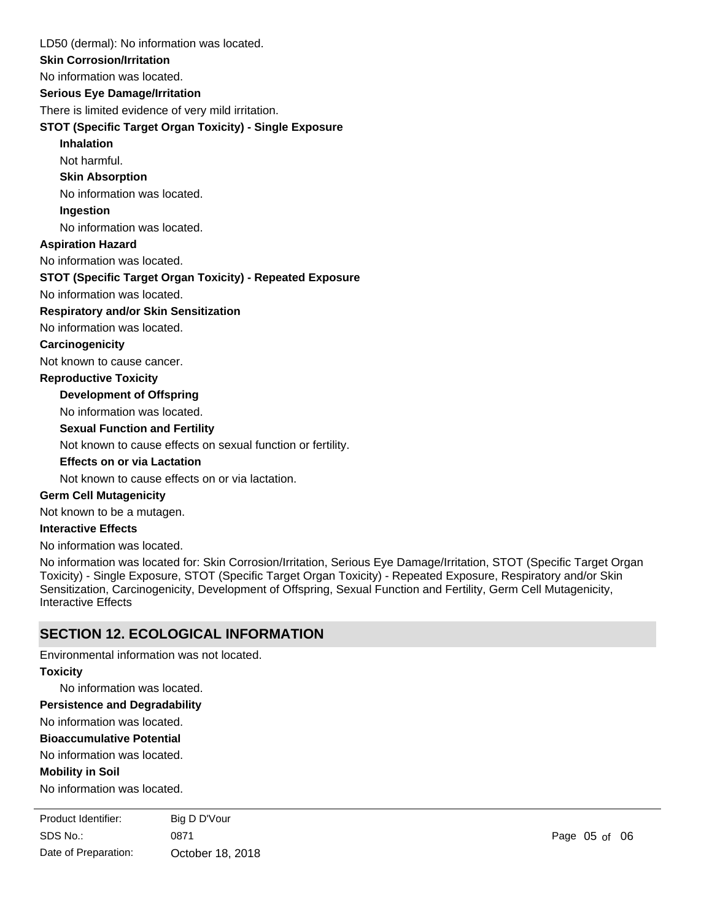LD50 (dermal): No information was located.

**Skin Corrosion/Irritation**

No information was located.

**Serious Eye Damage/Irritation**

There is limited evidence of very mild irritation.

**STOT (Specific Target Organ Toxicity) - Single Exposure**

**Inhalation**

Not harmful.

**Skin Absorption**

No information was located.

**Ingestion**

No information was located.

**Aspiration Hazard**

No information was located.

**STOT (Specific Target Organ Toxicity) - Repeated Exposure**

No information was located.

**Respiratory and/or Skin Sensitization**

No information was located.

**Carcinogenicity**

Not known to cause cancer.

**Reproductive Toxicity**

**Development of Offspring**

No information was located.

**Sexual Function and Fertility**

Not known to cause effects on sexual function or fertility.

**Effects on or via Lactation**

Not known to cause effects on or via lactation.

**Germ Cell Mutagenicity**

Not known to be a mutagen.

**Interactive Effects**

No information was located.

No information was located for: Skin Corrosion/Irritation, Serious Eye Damage/Irritation, STOT (Specific Target Organ Toxicity) - Single Exposure, STOT (Specific Target Organ Toxicity) - Repeated Exposure, Respiratory and/or Skin Sensitization, Carcinogenicity, Development of Offspring, Sexual Function and Fertility, Germ Cell Mutagenicity, Interactive Effects

## SECTION 12. ECOLOGICAL INFORMATION

Environmental information was not located.

**Toxicity**

No information was located.

**Persistence and Degradability**

No information was located.

**Bioaccumulative Potential**

No information was located.

**Mobility in Soil**

No information was located.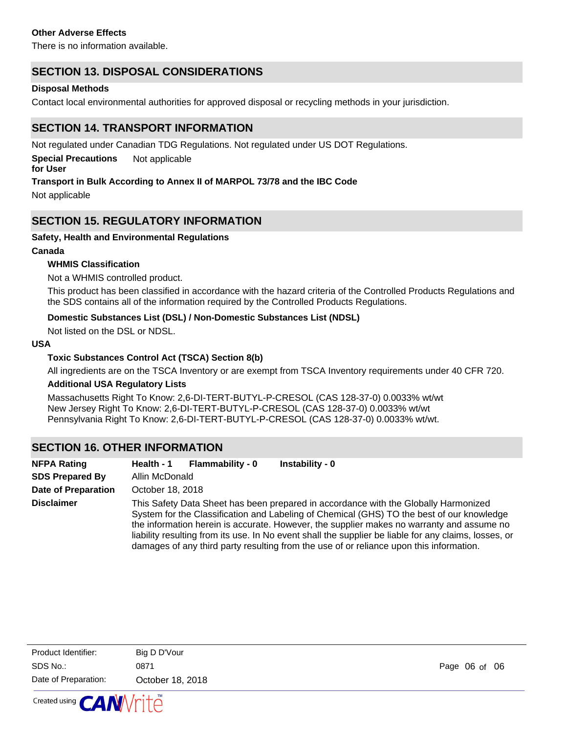**Other Adverse Effects**

There is no information available.

## SECTION 13. DISPOSAL CONSIDERATIONS

**Disposal Methods**

Contact local environmental authorities for approved disposal or recycling methods in your jurisdiction.

## SECTION 14. TRANSPORT INFORMATION

Not regulated under Canadian TDG Regulations. Not regulated under US DOT Regulations.

**Special Precautions for User** Not applicable

**Transport in Bulk According to Annex II of MARPOL 73/78 and the IBC Code**

Not applicable

## SECTION 15. REGULATORY INFORMATION

**Safety, Health and Environmental Regulations**

**Canada**

**WHMIS Classification**

Not a WHMIS controlled product.

This product has been classified in accordance with the hazard criteria of the Controlled Products Regulations and the SDS contains all of the information required by the Controlled Products Regulations.

**Domestic Substances List (DSL) / Non-Domestic Substances List (NDSL)**

Not listed on the DSL or NDSL.

**USA**

**Toxic Substances Control Act (TSCA) Section 8(b)**

All ingredients are on the TSCA Inventory or are exempt from TSCA Inventory requirements under 40 CFR 720.

**Additional USA Regulatory Lists**

Massachusetts Right To Know: 2,6-DI-TERT-BUTYL-P-CRESOL (CAS 128-37-0) 0.0033% wt/wt
New Jersey Right To Know: 2,6-DI-TERT-BUTYL-P-CRESOL (CAS 128-37-0) 0.0033% wt/wt
Pennsylvania Right To Know: 2,6-DI-TERT-BUTYL-P-CRESOL (CAS 128-37-0) 0.0033% wt/wt.

## SECTION 16. OTHER INFORMATION

**NFPA Rating** **Health - 1** **Flammability - 0** **Instability - 0**

**SDS Prepared By** Allin McDonald

**Date of Preparation** October 18, 2018

**Disclaimer** This Safety Data Sheet has been prepared in accordance with the Globally Harmonized System for the Classification and Labeling of Chemical (GHS) TO the best of our knowledge the information herein is accurate. However, the supplier makes no warranty and assume no liability resulting from its use. In No event shall the supplier be liable for any claims, losses, or damages of any third party resulting from the use of or reliance upon this information.